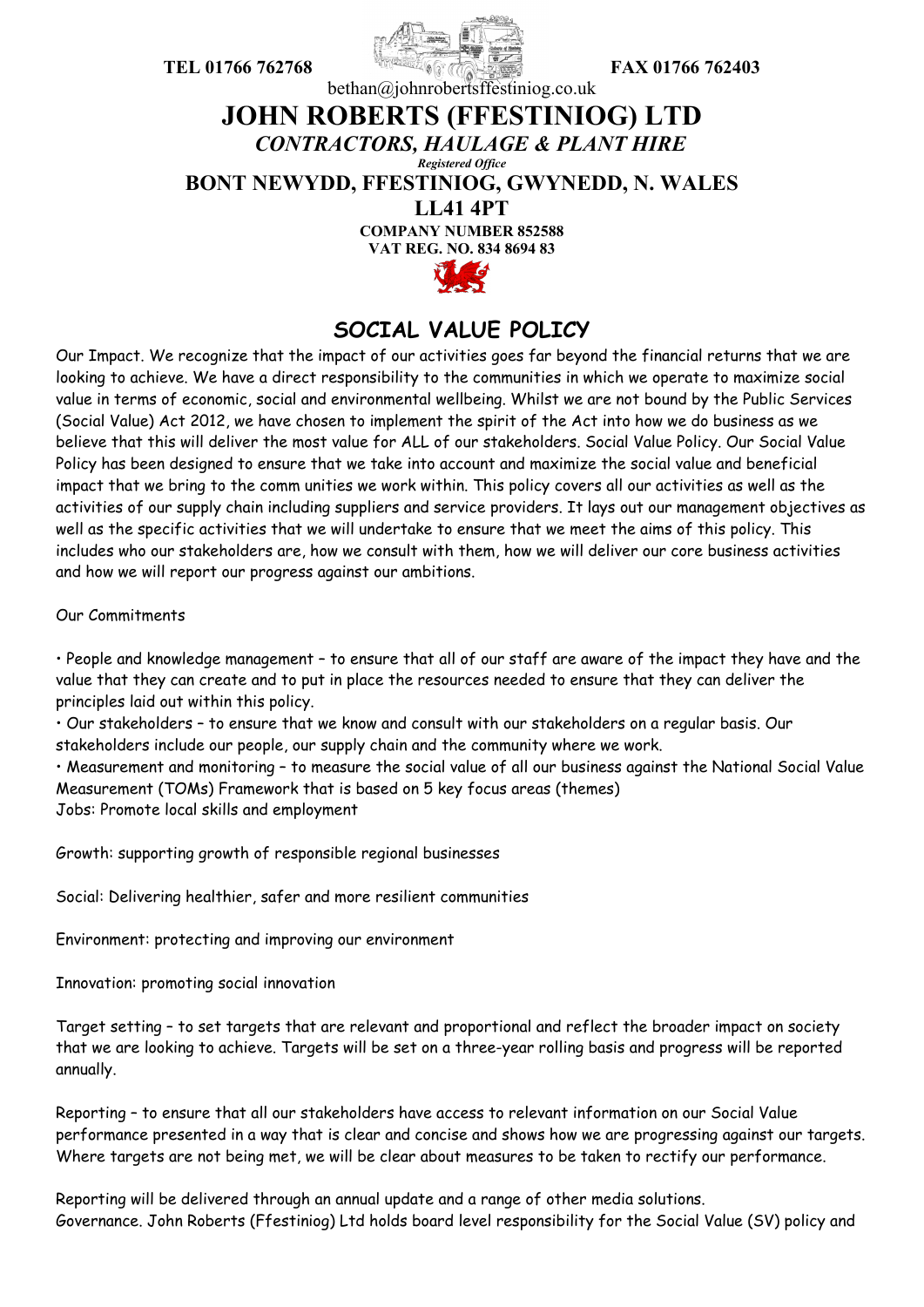TEL 01766 762768 FAX 01766 762403

bethan@johnrobertsffestiniog.co.uk

# JOHN ROBERTS (FFESTINIOG) LTD

***CONTRACTORS, HAULAGE & PLANT HIRE***

*Registered Office*

**BONT NEWYDD, FFESTINIOG, GWYNEDD, N. WALES**

**LL41 4PT**

**COMPANY NUMBER 852588**

**VAT REG. NO. 834 8694 83**

## SOCIAL VALUE POLICY

Our Impact. We recognize that the impact of our activities goes far beyond the financial returns that we are looking to achieve. We have a direct responsibility to the communities in which we operate to maximize social value in terms of economic, social and environmental wellbeing. Whilst we are not bound by the Public Services (Social Value) Act 2012, we have chosen to implement the spirit of the Act into how we do business as we believe that this will deliver the most value for ALL of our stakeholders. Social Value Policy. Our Social Value Policy has been designed to ensure that we take into account and maximize the social value and beneficial impact that we bring to the comm unities we work within. This policy covers all our activities as well as the activities of our supply chain including suppliers and service providers. It lays out our management objectives as well as the specific activities that we will undertake to ensure that we meet the aims of this policy. This includes who our stakeholders are, how we consult with them, how we will deliver our core business activities and how we will report our progress against our ambitions.

Our Commitments

• People and knowledge management – to ensure that all of our staff are aware of the impact they have and the value that they can create and to put in place the resources needed to ensure that they can deliver the principles laid out within this policy.
• Our stakeholders – to ensure that we know and consult with our stakeholders on a regular basis. Our stakeholders include our people, our supply chain and the community where we work.
• Measurement and monitoring – to measure the social value of all our business against the National Social Value Measurement (TOMs) Framework that is based on 5 key focus areas (themes)

Jobs: Promote local skills and employment

Growth: supporting growth of responsible regional businesses

Social: Delivering healthier, safer and more resilient communities

Environment: protecting and improving our environment

Innovation: promoting social innovation

Target setting – to set targets that are relevant and proportional and reflect the broader impact on society that we are looking to achieve. Targets will be set on a three-year rolling basis and progress will be reported annually.

Reporting – to ensure that all our stakeholders have access to relevant information on our Social Value performance presented in a way that is clear and concise and shows how we are progressing against our targets. Where targets are not being met, we will be clear about measures to be taken to rectify our performance.

Reporting will be delivered through an annual update and a range of other media solutions.
Governance. John Roberts (Ffestiniog) Ltd holds board level responsibility for the Social Value (SV) policy and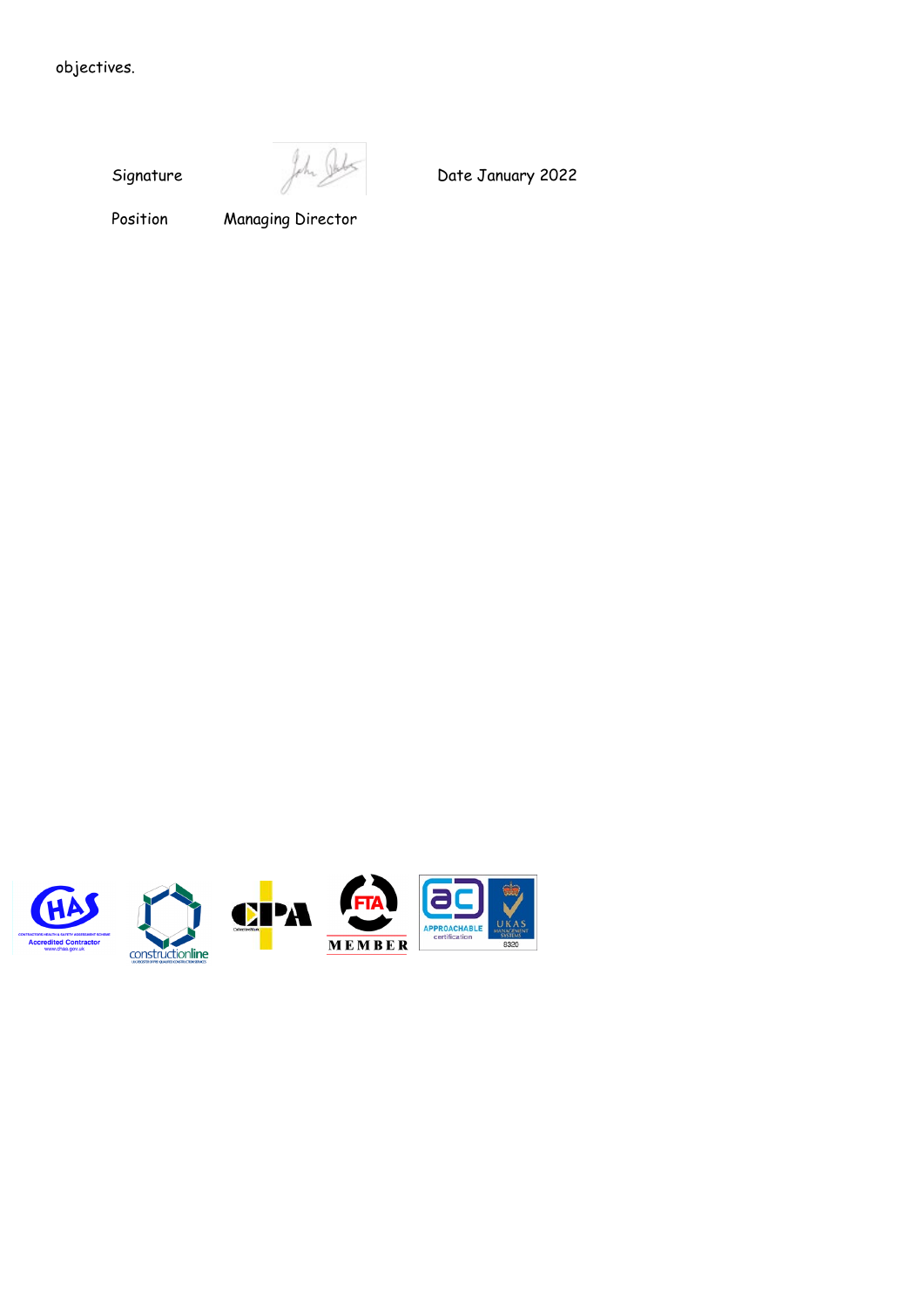objectives.

Signature Date January 2022

Position Managing Director